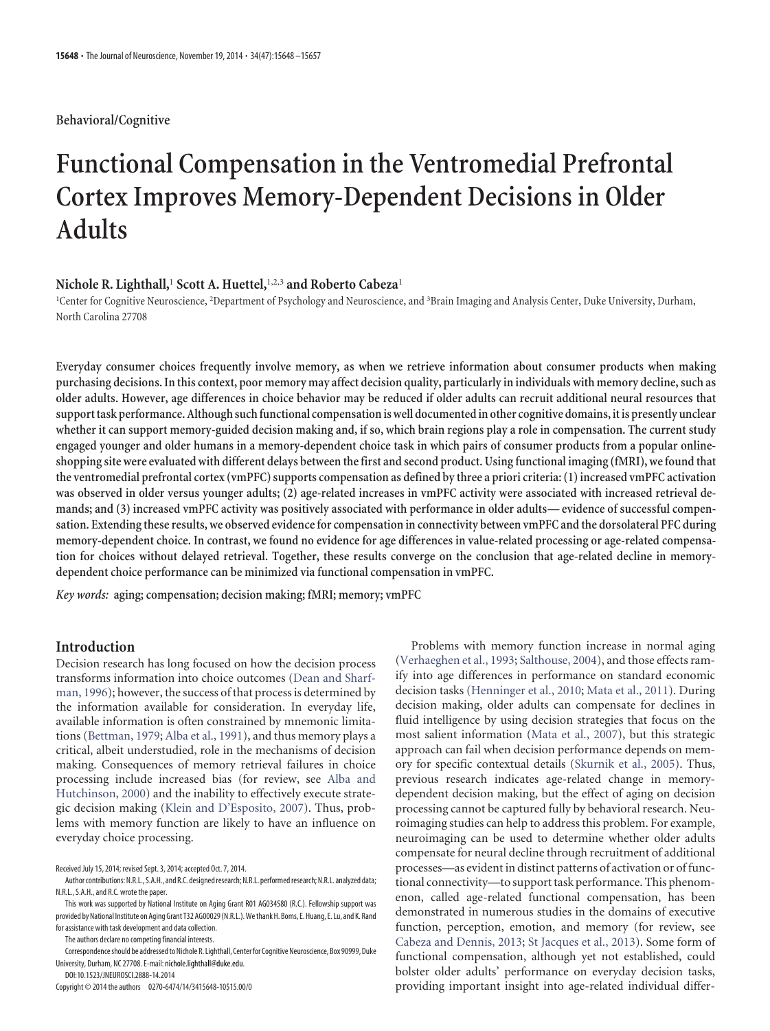Behavioral/Cognitive

# Functional Compensation in the Ventromedial Prefrontal Cortex Improves Memory-Dependent Decisions in Older Adults

**Nichole R. Lighthall,[1] Scott A. Huettel,[1,2,3] and Roberto Cabeza[1]**

[1]Center for Cognitive Neuroscience, [2]Department of Psychology and Neuroscience, and [3]Brain Imaging and Analysis Center, Duke University, Durham, North Carolina 27708

**Everyday consumer choices frequently involve memory, as when we retrieve information about consumer products when making purchasing decisions. In this context, poor memory may affect decision quality, particularly in individuals with memory decline, such as older adults. However, age differences in choice behavior may be reduced if older adults can recruit additional neural resources that support task performance. Although such functional compensation is well documented in other cognitive domains, it is presently unclear whether it can support memory-guided decision making and, if so, which brain regions play a role in compensation. The current study engaged younger and older humans in a memory-dependent choice task in which pairs of consumer products from a popular online-shopping site were evaluated with different delays between the first and second product. Using functional imaging (fMRI), we found that the ventromedial prefrontal cortex (vmPFC) supports compensation as defined by three a priori criteria: (1) increased vmPFC activation was observed in older versus younger adults; (2) age-related increases in vmPFC activity were associated with increased retrieval demands; and (3) increased vmPFC activity was positively associated with performance in older adults— evidence of successful compensation. Extending these results, we observed evidence for compensation in connectivity between vmPFC and the dorsolateral PFC during memory-dependent choice. In contrast, we found no evidence for age differences in value-related processing or age-related compensation for choices without delayed retrieval. Together, these results converge on the conclusion that age-related decline in memory-dependent choice performance can be minimized via functional compensation in vmPFC.**

***Key words:*** **aging; compensation; decision making; fMRI; memory; vmPFC**

## Introduction

Decision research has long focused on how the decision process transforms information into choice outcomes (Dean and Sharfman, 1996); however, the success of that process is determined by the information available for consideration. In everyday life, available information is often constrained by mnemonic limitations (Bettman, 1979; Alba et al., 1991), and thus memory plays a critical, albeit understudied, role in the mechanisms of decision making. Consequences of memory retrieval failures in choice processing include increased bias (for review, see Alba and Hutchinson, 2000) and the inability to effectively execute strategic decision making (Klein and D'Esposito, 2007). Thus, problems with memory function are likely to have an influence on everyday choice processing.

Problems with memory function increase in normal aging (Verhaeghen et al., 1993; Salthouse, 2004), and those effects ramify into age differences in performance on standard economic decision tasks (Henninger et al., 2010; Mata et al., 2011). During decision making, older adults can compensate for declines in fluid intelligence by using decision strategies that focus on the most salient information (Mata et al., 2007), but this strategic approach can fail when decision performance depends on memory for specific contextual details (Skurnik et al., 2005). Thus, previous research indicates age-related change in memory-dependent decision making, but the effect of aging on decision processing cannot be captured fully by behavioral research. Neuroimaging studies can help to address this problem. For example, neuroimaging can be used to determine whether older adults compensate for neural decline through recruitment of additional processes—as evident in distinct patterns of activation or of functional connectivity—to support task performance. This phenomenon, called age-related functional compensation, has been demonstrated in numerous studies in the domains of executive function, perception, emotion, and memory (for review, see Cabeza and Dennis, 2013; St Jacques et al., 2013). Some form of functional compensation, although yet not established, could bolster older adults' performance on everyday decision tasks, providing important insight into age-related individual differ-

Received July 15, 2014; revised Sept. 3, 2014; accepted Oct. 7, 2014.

Author contributions: N.R.L., S.A.H., and R.C. designed research; N.R.L. performed research; N.R.L. analyzed data; N.R.L., S.A.H., and R.C. wrote the paper.

This work was supported by National Institute on Aging Grant R01 AG034580 (R.C.). Fellowship support was provided by National Institute on Aging Grant T32 AG00029 (N.R.L.). We thank H. Boms, E. Huang, E. Lu, and K. Rand for assistance with task development and data collection.

The authors declare no competing financial interests.

Correspondence should be addressed to Nichole R. Lighthall, Center for Cognitive Neuroscience, Box 90999, Duke University, Durham, NC 27708. E-mail: nichole.lighthall@duke.edu.

DOI:10.1523/JNEUROSCI.2888-14.2014

Copyright © 2014 the authors 0270-6474/14/3415648-10$15.00/0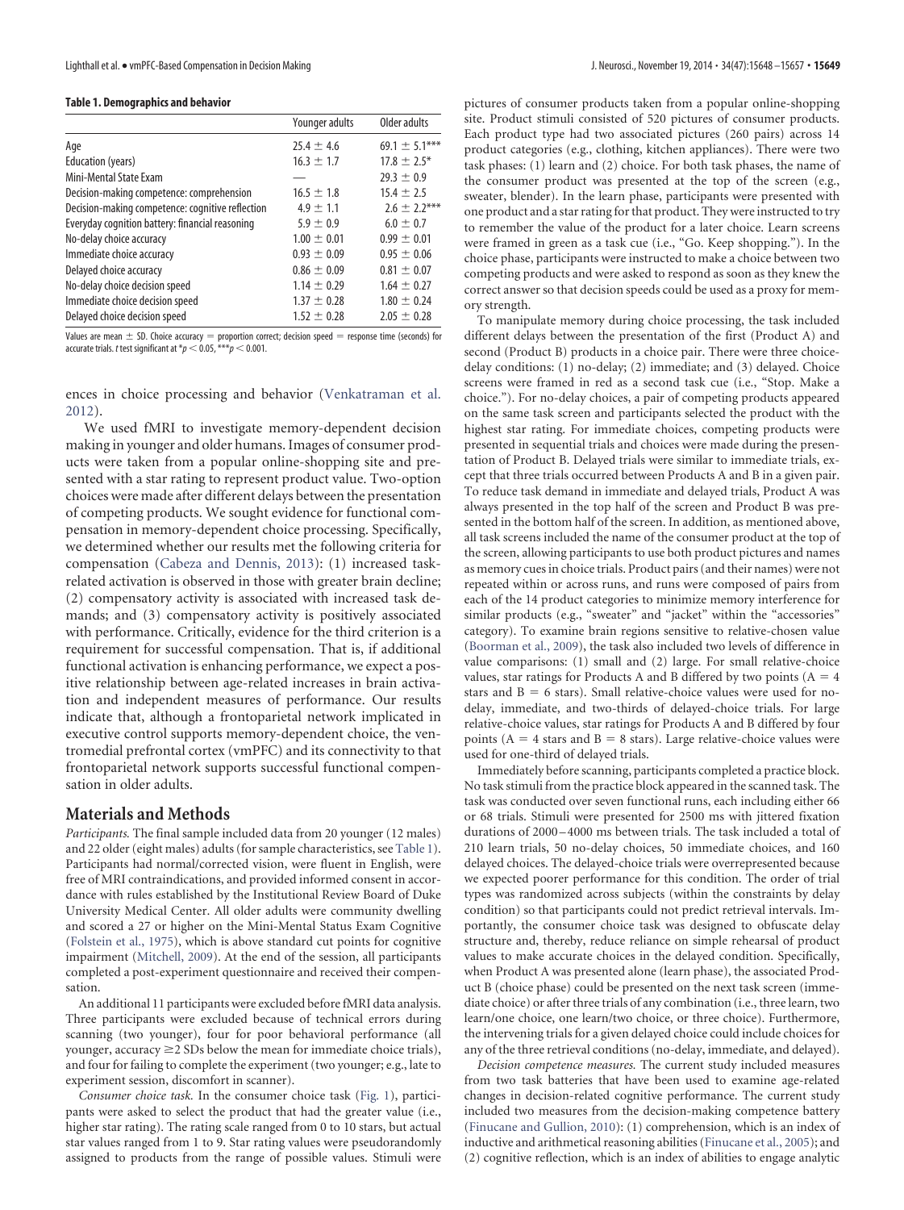**Table 1. Demographics and behavior**

| | Younger adults | Older adults |
|---|---|---|
| Age | 25.4 ± 4.6 | 69.1 ± 5.1*** |
| Education (years) | 16.3 ± 1.7 | 17.8 ± 2.5* |
| Mini-Mental State Exam | — | 29.3 ± 0.9 |
| Decision-making competence: comprehension | 16.5 ± 1.8 | 15.4 ± 2.5 |
| Decision-making competence: cognitive reflection | 4.9 ± 1.1 | 2.6 ± 2.2*** |
| Everyday cognition battery: financial reasoning | 5.9 ± 0.9 | 6.0 ± 0.7 |
| No-delay choice accuracy | 1.00 ± 0.01 | 0.99 ± 0.01 |
| Immediate choice accuracy | 0.93 ± 0.09 | 0.95 ± 0.06 |
| Delayed choice accuracy | 0.86 ± 0.09 | 0.81 ± 0.07 |
| No-delay choice decision speed | 1.14 ± 0.29 | 1.64 ± 0.27 |
| Immediate choice decision speed | 1.37 ± 0.28 | 1.80 ± 0.24 |
| Delayed choice decision speed | 1.52 ± 0.28 | 2.05 ± 0.28 |

Values are mean ± SD. Choice accuracy = proportion correct; decision speed = response time (seconds) for accurate trials. *t* test significant at \*$p < 0.05$, \*\*\*$p < 0.001$.

ences in choice processing and behavior (Venkatraman et al. 2012).

We used fMRI to investigate memory-dependent decision making in younger and older humans. Images of consumer products were taken from a popular online-shopping site and presented with a star rating to represent product value. Two-option choices were made after different delays between the presentation of competing products. We sought evidence for functional compensation in memory-dependent choice processing. Specifically, we determined whether our results met the following criteria for compensation (Cabeza and Dennis, 2013): (1) increased task-related activation is observed in those with greater brain decline; (2) compensatory activity is associated with increased task demands; and (3) compensatory activity is positively associated with performance. Critically, evidence for the third criterion is a requirement for successful compensation. That is, if additional functional activation is enhancing performance, we expect a positive relationship between age-related increases in brain activation and independent measures of performance. Our results indicate that, although a frontoparietal network implicated in executive control supports memory-dependent choice, the ventromedial prefrontal cortex (vmPFC) and its connectivity to that frontoparietal network supports successful functional compensation in older adults.

## Materials and Methods

*Participants.* The final sample included data from 20 younger (12 males) and 22 older (eight males) adults (for sample characteristics, see Table 1). Participants had normal/corrected vision, were fluent in English, were free of MRI contraindications, and provided informed consent in accordance with rules established by the Institutional Review Board of Duke University Medical Center. All older adults were community dwelling and scored a 27 or higher on the Mini-Mental Status Exam Cognitive (Folstein et al., 1975), which is above standard cut points for cognitive impairment (Mitchell, 2009). At the end of the session, all participants completed a post-experiment questionnaire and received their compensation.

An additional 11 participants were excluded before fMRI data analysis. Three participants were excluded because of technical errors during scanning (two younger), four for poor behavioral performance (all younger, accuracy ≥2 SDs below the mean for immediate choice trials), and four for failing to complete the experiment (two younger; e.g., late to experiment session, discomfort in scanner).

*Consumer choice task.* In the consumer choice task (Fig. 1), participants were asked to select the product that had the greater value (i.e., higher star rating). The rating scale ranged from 0 to 10 stars, but actual star values ranged from 1 to 9. Star rating values were pseudorandomly assigned to products from the range of possible values. Stimuli were pictures of consumer products taken from a popular online-shopping site. Product stimuli consisted of 520 pictures of consumer products. Each product type had two associated pictures (260 pairs) across 14 product categories (e.g., clothing, kitchen appliances). There were two task phases: (1) learn and (2) choice. For both task phases, the name of the consumer product was presented at the top of the screen (e.g., sweater, blender). In the learn phase, participants were presented with one product and a star rating for that product. They were instructed to try to remember the value of the product for a later choice. Learn screens were framed in green as a task cue (i.e., "Go. Keep shopping."). In the choice phase, participants were instructed to make a choice between two competing products and were asked to respond as soon as they knew the correct answer so that decision speeds could be used as a proxy for memory strength.

To manipulate memory during choice processing, the task included different delays between the presentation of the first (Product A) and second (Product B) products in a choice pair. There were three choice-delay conditions: (1) no-delay; (2) immediate; and (3) delayed. Choice screens were framed in red as a second task cue (i.e., "Stop. Make a choice."). For no-delay choices, a pair of competing products appeared on the same task screen and participants selected the product with the highest star rating. For immediate choices, competing products were presented in sequential trials and choices were made during the presentation of Product B. Delayed trials were similar to immediate trials, except that three trials occurred between Products A and B in a given pair. To reduce task demand in immediate and delayed trials, Product A was always presented in the top half of the screen and Product B was presented in the bottom half of the screen. In addition, as mentioned above, all task screens included the name of the consumer product at the top of the screen, allowing participants to use both product pictures and names as memory cues in choice trials. Product pairs (and their names) were not repeated within or across runs, and runs were composed of pairs from each of the 14 product categories to minimize memory interference for similar products (e.g., "sweater" and "jacket" within the "accessories" category). To examine brain regions sensitive to relative-chosen value (Boorman et al., 2009), the task also included two levels of difference in value comparisons: (1) small and (2) large. For small relative-choice values, star ratings for Products A and B differed by two points (A = 4 stars and B = 6 stars). Small relative-choice values were used for no-delay, immediate, and two-thirds of delayed-choice trials. For large relative-choice values, star ratings for Products A and B differed by four points (A = 4 stars and B = 8 stars). Large relative-choice values were used for one-third of delayed trials.

Immediately before scanning, participants completed a practice block. No task stimuli from the practice block appeared in the scanned task. The task was conducted over seven functional runs, each including either 66 or 68 trials. Stimuli were presented for 2500 ms with jittered fixation durations of 2000–4000 ms between trials. The task included a total of 210 learn trials, 50 no-delay choices, 50 immediate choices, and 160 delayed choices. The delayed-choice trials were overrepresented because we expected poorer performance for this condition. The order of trial types was randomized across subjects (within the constraints by delay condition) so that participants could not predict retrieval intervals. Importantly, the consumer choice task was designed to obfuscate delay structure and, thereby, reduce reliance on simple rehearsal of product values to make accurate choices in the delayed condition. Specifically, when Product A was presented alone (learn phase), the associated Product B (choice phase) could be presented on the next task screen (immediate choice) or after three trials of any combination (i.e., three learn, two learn/one choice, one learn/two choice, or three choice). Furthermore, the intervening trials for a given delayed choice could include choices for any of the three retrieval conditions (no-delay, immediate, and delayed).

*Decision competence measures.* The current study included measures from two task batteries that have been used to examine age-related changes in decision-related cognitive performance. The current study included two measures from the decision-making competence battery (Finucane and Gullion, 2010): (1) comprehension, which is an index of inductive and arithmetical reasoning abilities (Finucane et al., 2005); and (2) cognitive reflection, which is an index of abilities to engage analytic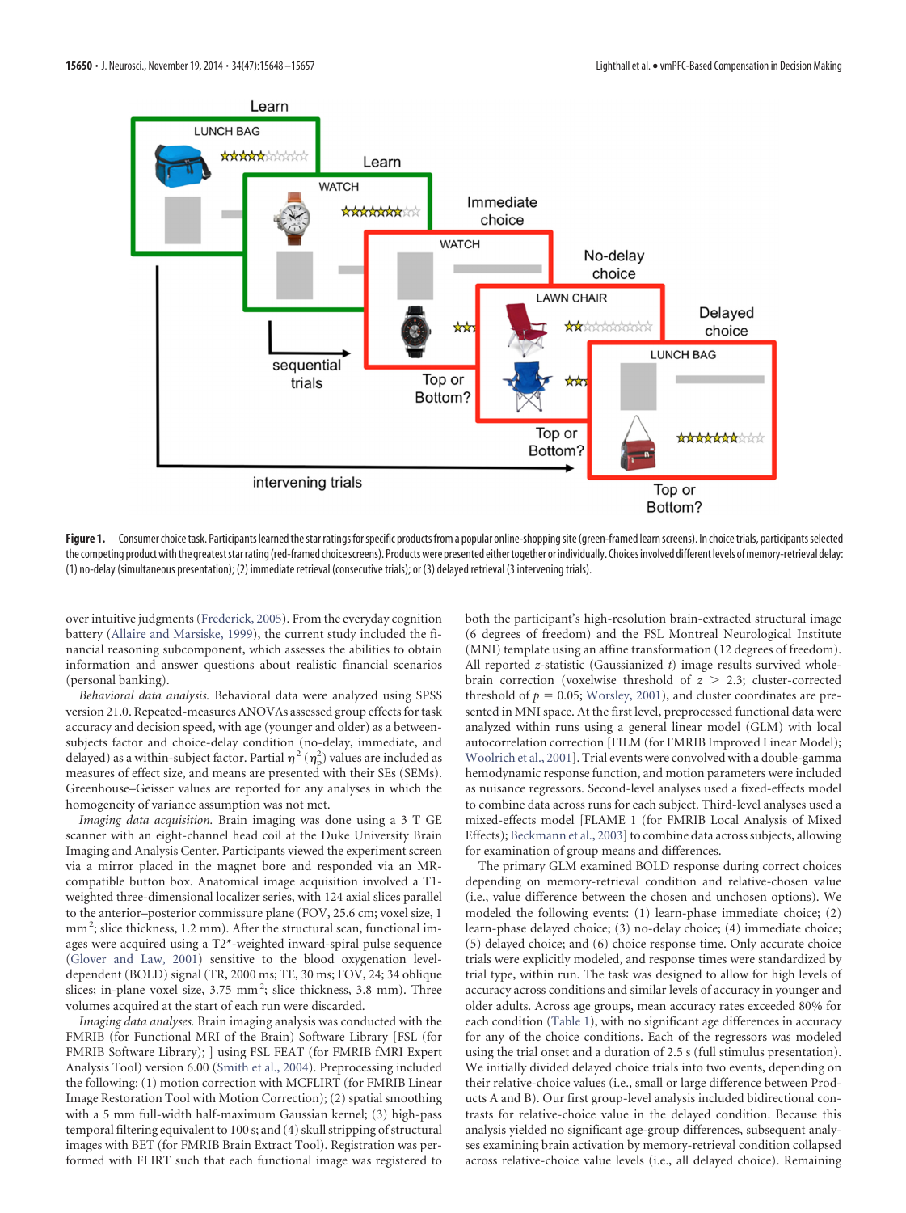**Figure 1.** Consumer choice task. Participants learned the star ratings for specific products from a popular online-shopping site (green-framed learn screens). In choice trials, participants selected the competing product with the greatest star rating (red-framed choice screens). Products were presented either together or individually. Choices involved different levels of memory-retrieval delay: (1) no-delay (simultaneous presentation); (2) immediate retrieval (consecutive trials); or (3) delayed retrieval (3 intervening trials).

over intuitive judgments (Frederick, 2005). From the everyday cognition battery (Allaire and Marsiske, 1999), the current study included the financial reasoning subcomponent, which assesses the abilities to obtain information and answer questions about realistic financial scenarios (personal banking).

*Behavioral data analysis.* Behavioral data were analyzed using SPSS version 21.0. Repeated-measures ANOVAs assessed group effects for task accuracy and decision speed, with age (younger and older) as a between-subjects factor and choice-delay condition (no-delay, immediate, and delayed) as a within-subject factor. Partial $\eta^2$ ($\eta_p^2$) values are included as measures of effect size, and means are presented with their SEs (SEMs). Greenhouse–Geisser values are reported for any analyses in which the homogeneity of variance assumption was not met.

*Imaging data acquisition.* Brain imaging was done using a 3 T GE scanner with an eight-channel head coil at the Duke University Brain Imaging and Analysis Center. Participants viewed the experiment screen via a mirror placed in the magnet bore and responded via an MR-compatible button box. Anatomical image acquisition involved a T1-weighted three-dimensional localizer series, with 124 axial slices parallel to the anterior–posterior commissure plane (FOV, 25.6 cm; voxel size, 1 mm$^2$; slice thickness, 1.2 mm). After the structural scan, functional images were acquired using a T2*-weighted inward-spiral pulse sequence (Glover and Law, 2001) sensitive to the blood oxygenation level-dependent (BOLD) signal (TR, 2000 ms; TE, 30 ms; FOV, 24; 34 oblique slices; in-plane voxel size, 3.75 mm$^2$; slice thickness, 3.8 mm). Three volumes acquired at the start of each run were discarded.

*Imaging data analyses.* Brain imaging analysis was conducted with the FMRIB (for Functional MRI of the Brain) Software Library [FSL (for FMRIB Software Library); ] using FSL FEAT (for FMRIB fMRI Expert Analysis Tool) version 6.00 (Smith et al., 2004). Preprocessing included the following: (1) motion correction with MCFLIRT (for FMRIB Linear Image Restoration Tool with Motion Correction); (2) spatial smoothing with a 5 mm full-width half-maximum Gaussian kernel; (3) high-pass temporal filtering equivalent to 100 s; and (4) skull stripping of structural images with BET (for FMRIB Brain Extract Tool). Registration was performed with FLIRT such that each functional image was registered to both the participant's high-resolution brain-extracted structural image (6 degrees of freedom) and the FSL Montreal Neurological Institute (MNI) template using an affine transformation (12 degrees of freedom). All reported $z$-statistic (Gaussianized $t$) image results survived whole-brain correction (voxelwise threshold of $z > 2.3$; cluster-corrected threshold of $p = 0.05$; Worsley, 2001), and cluster coordinates are presented in MNI space. At the first level, preprocessed functional data were analyzed within runs using a general linear model (GLM) with local autocorrelation correction [FILM (for FMRIB Improved Linear Model); Woolrich et al., 2001]. Trial events were convolved with a double-gamma hemodynamic response function, and motion parameters were included as nuisance regressors. Second-level analyses used a fixed-effects model to combine data across runs for each subject. Third-level analyses used a mixed-effects model [FLAME 1 (for FMRIB Local Analysis of Mixed Effects); Beckmann et al., 2003] to combine data across subjects, allowing for examination of group means and differences.

The primary GLM examined BOLD response during correct choices depending on memory-retrieval condition and relative-chosen value (i.e., value difference between the chosen and unchosen options). We modeled the following events: (1) learn-phase immediate choice; (2) learn-phase delayed choice; (3) no-delay choice; (4) immediate choice; (5) delayed choice; and (6) choice response time. Only accurate choice trials were explicitly modeled, and response times were standardized by trial type, within run. The task was designed to allow for high levels of accuracy across conditions and similar levels of accuracy in younger and older adults. Across age groups, mean accuracy rates exceeded 80% for each condition (Table 1), with no significant age differences in accuracy for any of the choice conditions. Each of the regressors was modeled using the trial onset and a duration of 2.5 s (full stimulus presentation). We initially divided delayed choice trials into two events, depending on their relative-choice values (i.e., small or large difference between Products A and B). Our first group-level analysis included bidirectional contrasts for relative-choice value in the delayed condition. Because this analysis yielded no significant age-group differences, subsequent analyses examining brain activation by memory-retrieval condition collapsed across relative-choice value levels (i.e., all delayed choice). Remaining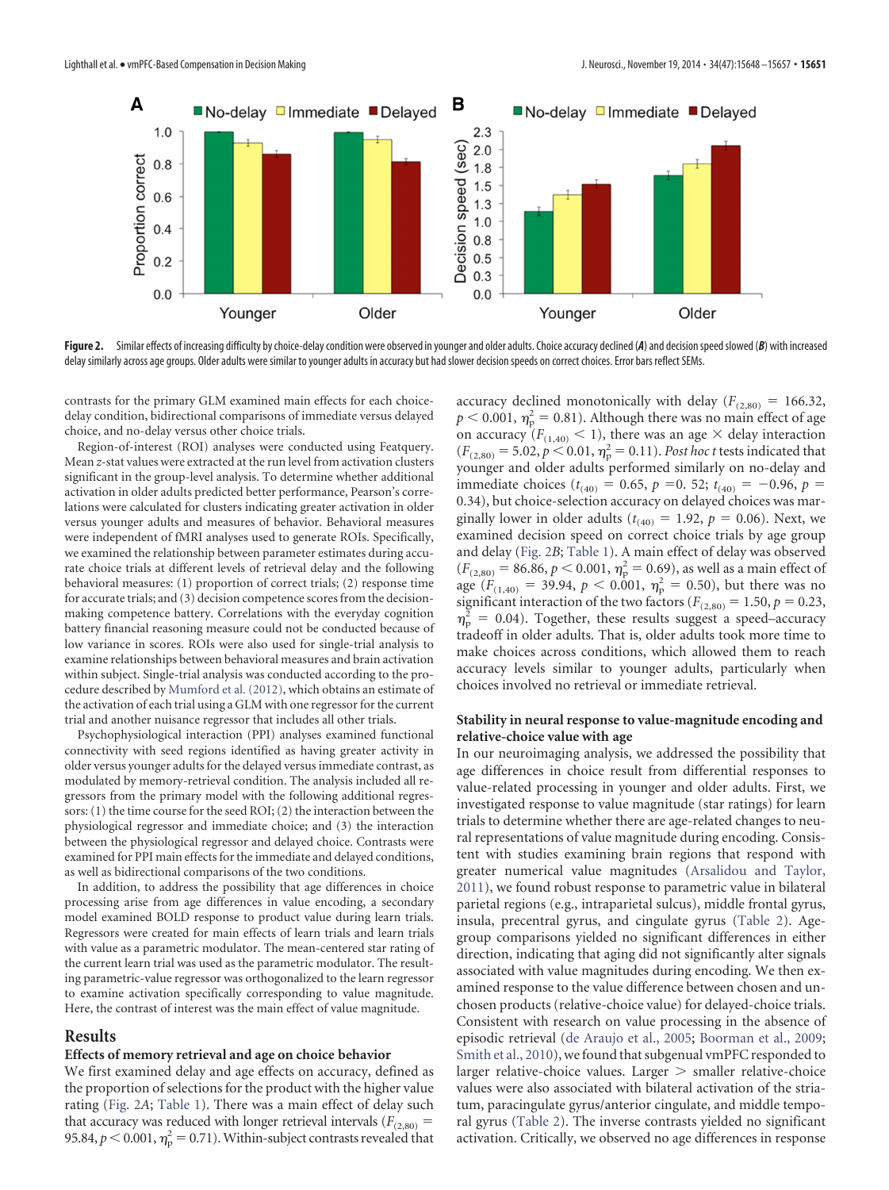Figure 2. Similar effects of increasing difficulty by choice-delay condition were observed in younger and older adults. Choice accuracy declined (***A***) and decision speed slowed (***B***) with increased delay similarly across age groups. Older adults were similar to younger adults in accuracy but had slower decision speeds on correct choices. Error bars reflect SEMs.

contrasts for the primary GLM examined main effects for each choice-delay condition, bidirectional comparisons of immediate versus delayed choice, and no-delay versus other choice trials.

Region-of-interest (ROI) analyses were conducted using Featquery. Mean *z*-stat values were extracted at the run level from activation clusters significant in the group-level analysis. To determine whether additional activation in older adults predicted better performance, Pearson's correlations were calculated for clusters indicating greater activation in older versus younger adults and measures of behavior. Behavioral measures were independent of fMRI analyses used to generate ROIs. Specifically, we examined the relationship between parameter estimates during accurate choice trials at different levels of retrieval delay and the following behavioral measures: (1) proportion of correct trials; (2) response time for accurate trials; and (3) decision competence scores from the decision-making competence battery. Correlations with the everyday cognition battery financial reasoning measure could not be conducted because of low variance in scores. ROIs were also used for single-trial analysis to examine relationships between behavioral measures and brain activation within subject. Single-trial analysis was conducted according to the procedure described by Mumford et al. (2012), which obtains an estimate of the activation of each trial using a GLM with one regressor for the current trial and another nuisance regressor that includes all other trials.

Psychophysiological interaction (PPI) analyses examined functional connectivity with seed regions identified as having greater activity in older versus younger adults for the delayed versus immediate contrast, as modulated by memory-retrieval condition. The analysis included all regressors from the primary model with the following additional regressors: (1) the time course for the seed ROI; (2) the interaction between the physiological regressor and immediate choice; and (3) the interaction between the physiological regressor and delayed choice. Contrasts were examined for PPI main effects for the immediate and delayed conditions, as well as bidirectional comparisons of the two conditions.

In addition, to address the possibility that age differences in choice processing arise from age differences in value encoding, a secondary model examined BOLD response to product value during learn trials. Regressors were created for main effects of learn trials and learn trials with value as a parametric modulator. The mean-centered star rating of the current learn trial was used as the parametric modulator. The resulting parametric-value regressor was orthogonalized to the learn regressor to examine activation specifically corresponding to value magnitude. Here, the contrast of interest was the main effect of value magnitude.

## Results

### Effects of memory retrieval and age on choice behavior

We first examined delay and age effects on accuracy, defined as the proportion of selections for the product with the higher value rating (Fig. 2*A*; Table 1). There was a main effect of delay such that accuracy was reduced with longer retrieval intervals ($F_{(2,80)} = 95.84$, $p < 0.001$, $\eta^2_p = 0.71$). Within-subject contrasts revealed that accuracy declined monotonically with delay ($F_{(2,80)} = 166.32$, $p < 0.001$, $\eta^2_p = 0.81$). Although there was no main effect of age on accuracy ($F_{(1,40)} < 1$), there was an age × delay interaction ($F_{(2,80)} = 5.02$, $p < 0.01$, $\eta^2_p = 0.11$). *Post hoc t* tests indicated that younger and older adults performed similarly on no-delay and immediate choices ($t_{(40)} = 0.65$, $p = 0.52$; $t_{(40)} = -0.96$, $p = 0.34$), but choice-selection accuracy on delayed choices was marginally lower in older adults ($t_{(40)} = 1.92$, $p = 0.06$). Next, we examined decision speed on correct choice trials by age group and delay (Fig. 2*B*; Table 1). A main effect of delay was observed ($F_{(2,80)} = 86.86$, $p < 0.001$, $\eta^2_p = 0.69$), as well as a main effect of age ($F_{(1,40)} = 39.94$, $p < 0.001$, $\eta^2_p = 0.50$), but there was no significant interaction of the two factors ($F_{(2,80)} = 1.50$, $p = 0.23$, $\eta^2_p = 0.04$). Together, these results suggest a speed–accuracy tradeoff in older adults. That is, older adults took more time to make choices across conditions, which allowed them to reach accuracy levels similar to younger adults, particularly when choices involved no retrieval or immediate retrieval.

### Stability in neural response to value-magnitude encoding and relative-choice value with age

In our neuroimaging analysis, we addressed the possibility that age differences in choice result from differential responses to value-related processing in younger and older adults. First, we investigated response to value magnitude (star ratings) for learn trials to determine whether there are age-related changes to neural representations of value magnitude during encoding. Consistent with studies examining brain regions that respond with greater numerical value magnitudes (Arsalidou and Taylor, 2011), we found robust response to parametric value in bilateral parietal regions (e.g., intraparietal sulcus), middle frontal gyrus, insula, precentral gyrus, and cingulate gyrus (Table 2). Age-group comparisons yielded no significant differences in either direction, indicating that aging did not significantly alter signals associated with value magnitudes during encoding. We then examined response to the value difference between chosen and unchosen products (relative-choice value) for delayed-choice trials. Consistent with research on value processing in the absence of episodic retrieval (de Araujo et al., 2005; Boorman et al., 2009; Smith et al., 2010), we found that subgenual vmPFC responded to larger relative-choice values. Larger > smaller relative-choice values were also associated with bilateral activation of the striatum, paracingulate gyrus/anterior cingulate, and middle temporal gyrus (Table 2). The inverse contrasts yielded no significant activation. Critically, we observed no age differences in response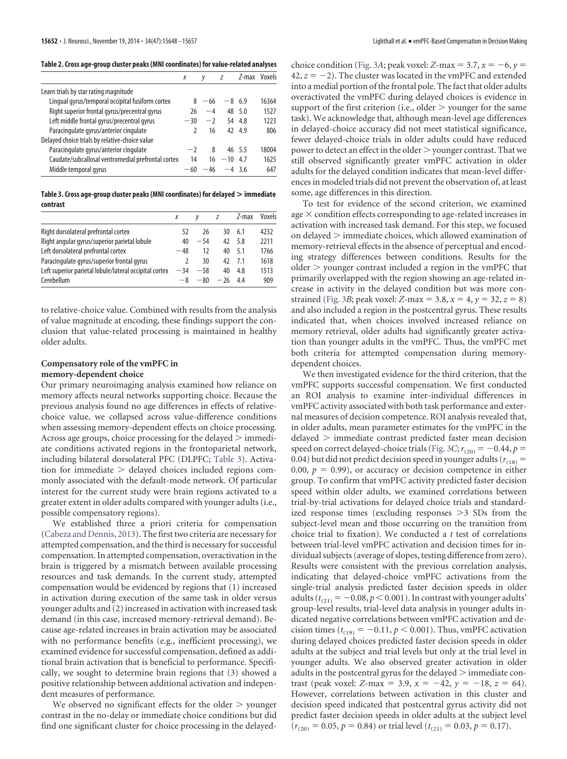**Table 2. Cross age-group cluster peaks (MNI coordinates) for value-related analyses**

| | x | y | z | Z-max | Voxels |
|---|---|---|---|---|---|
| Learn trials by star rating magnitude | | | | | |
| Lingual gyrus/temporal occipital fusiform cortex | 8 | −66 | −8 | 6.9 | 16364 |
| Right superior frontal gyrus/precentral gyrus | 26 | −4 | 48 | 5.0 | 1527 |
| Left middle frontal gyrus/precentral gyrus | −30 | −2 | 54 | 4.8 | 1223 |
| Paracingulate gyrus/anterior cingulate | 2 | 16 | 42 | 4.9 | 806 |
| Delayed choice trials by relative-choice value | | | | | |
| Paracingulate gyrus/anterior cingulate | −2 | 8 | 46 | 5.5 | 18004 |
| Caudate/subcallosal ventromedial prefrontal cortex | 14 | 16 | −10 | 4.7 | 1625 |
| Middle temporal gyrus | −60 | −46 | −4 | 3.6 | 647 |

**Table 3. Cross age-group cluster peaks (MNI coordinates) for delayed > immediate contrast**

| | x | y | z | Z-max | Voxels |
|---|---|---|---|---|---|
| Right dorsolateral prefrontal cortex | 52 | 26 | 30 | 6.1 | 4232 |
| Right angular gyrus/superior parietal lobule | 40 | −54 | 42 | 5.8 | 2211 |
| Left dorsolateral prefrontal cortex | −48 | 12 | 40 | 5.1 | 1766 |
| Paracingulate gyrus/superior frontal gyrus | 2 | 30 | 42 | 7.1 | 1618 |
| Left superior parietal lobule/lateral occipital cortex | −34 | −58 | 40 | 4.8 | 1513 |
| Cerebellum | −8 | −80 | −26 | 4.4 | 909 |

to relative-choice value. Combined with results from the analysis of value magnitude at encoding, these findings support the conclusion that value-related processing is maintained in healthy older adults.

### Compensatory role of the vmPFC in memory-dependent choice

Our primary neuroimaging analysis examined how reliance on memory affects neural networks supporting choice. Because the previous analysis found no age differences in effects of relative-choice value, we collapsed across value-difference conditions when assessing memory-dependent effects on choice processing. Across age groups, choice processing for the delayed > immediate conditions activated regions in the frontoparietal network, including bilateral dorsolateral PFC (DLPFC; Table 3). Activation for immediate > delayed choices included regions commonly associated with the default-mode network. Of particular interest for the current study were brain regions activated to a greater extent in older adults compared with younger adults (i.e., possible compensatory regions).

We established three a priori criteria for compensation (Cabeza and Dennis, 2013). The first two criteria are necessary for attempted compensation, and the third is necessary for successful compensation. In attempted compensation, overactivation in the brain is triggered by a mismatch between available processing resources and task demands. In the current study, attempted compensation would be evidenced by regions that (1) increased in activation during execution of the same task in older versus younger adults and (2) increased in activation with increased task demand (in this case, increased memory-retrieval demand). Because age-related increases in brain activation may be associated with no performance benefits (e.g., inefficient processing), we examined evidence for successful compensation, defined as additional brain activation that is beneficial to performance. Specifically, we sought to determine brain regions that (3) showed a positive relationship between additional activation and independent measures of performance.

We observed no significant effects for the older > younger contrast in the no-delay or immediate choice conditions but did find one significant cluster for choice processing in the delayed-choice condition (Fig. 3A; peak voxel: Z-max = 3.7, $x = -6$, $y = 42$, $z = -2$). The cluster was located in the vmPFC and extended into a medial portion of the frontal pole. The fact that older adults overactivated the vmPFC during delayed choices is evidence in support of the first criterion (i.e., older > younger for the same task). We acknowledge that, although mean-level age differences in delayed-choice accuracy did not meet statistical significance, fewer delayed-choice trials in older adults could have reduced power to detect an effect in the older > younger contrast. That we still observed significantly greater vmPFC activation in older adults for the delayed condition indicates that mean-level differences in modeled trials did not prevent the observation of, at least some, age differences in this direction.

To test for evidence of the second criterion, we examined age × condition effects corresponding to age-related increases in activation with increased task demand. For this step, we focused on delayed > immediate choices, which allowed examination of memory-retrieval effects in the absence of perceptual and encoding strategy differences between conditions. Results for the older > younger contrast included a region in the vmPFC that primarily overlapped with the region showing an age-related increase in activity in the delayed condition but was more constrained (Fig. 3B; peak voxel: Z-max = 3.8, $x = 4$, $y = 32$, $z = 8$) and also included a region in the postcentral gyrus. These results indicated that, when choices involved increased reliance on memory retrieval, older adults had significantly greater activation than younger adults in the vmPFC. Thus, the vmPFC met both criteria for attempted compensation during memory-dependent choices.

We then investigated evidence for the third criterion, that the vmPFC supports successful compensation. We first conducted an ROI analysis to examine inter-individual differences in vmPFC activity associated with both task performance and external measures of decision competence. ROI analysis revealed that, in older adults, mean parameter estimates for the vmPFC in the delayed > immediate contrast predicted faster mean decision speed on correct delayed-choice trials (Fig. 3C; $r_{(20)} = -0.44$, $p = 0.04$) but did not predict decision speed in younger adults ($r_{(18)} = 0.00$, $p = 0.99$), or accuracy or decision competence in either group. To confirm that vmPFC activity predicted faster decision speed within older adults, we examined correlations between trial-by-trial activations for delayed choice trials and standardized response times (excluding responses >3 SDs from the subject-level mean and those occurring on the transition from choice trial to fixation). We conducted a t test of correlations between trial-level vmPFC activation and decision times for individual subjects (average of slopes, testing difference from zero). Results were consistent with the previous correlation analysis, indicating that delayed-choice vmPFC activations from the single-trial analysis predicted faster decision speeds in older adults ($t_{(21)} = -0.08$, $p < 0.001$). In contrast with younger adults' group-level results, trial-level data analysis in younger adults indicated negative correlations between vmPFC activation and decision times ($t_{(19)} = -0.11$, $p < 0.001$). Thus, vmPFC activation during delayed choices predicted faster decision speeds in older adults at the subject and trial levels but only at the trial level in younger adults. We also observed greater activation in older adults in the postcentral gyrus for the delayed > immediate contrast (peak voxel: Z-max = 3.9, $x = -42$, $y = -18$, $z = 64$). However, correlations between activation in this cluster and decision speed indicated that postcentral gyrus activity did not predict faster decision speeds in older adults at the subject level ($r_{(20)} = 0.05$, $p = 0.84$) or trial level ($t_{(21)} = 0.03$, $p = 0.17$).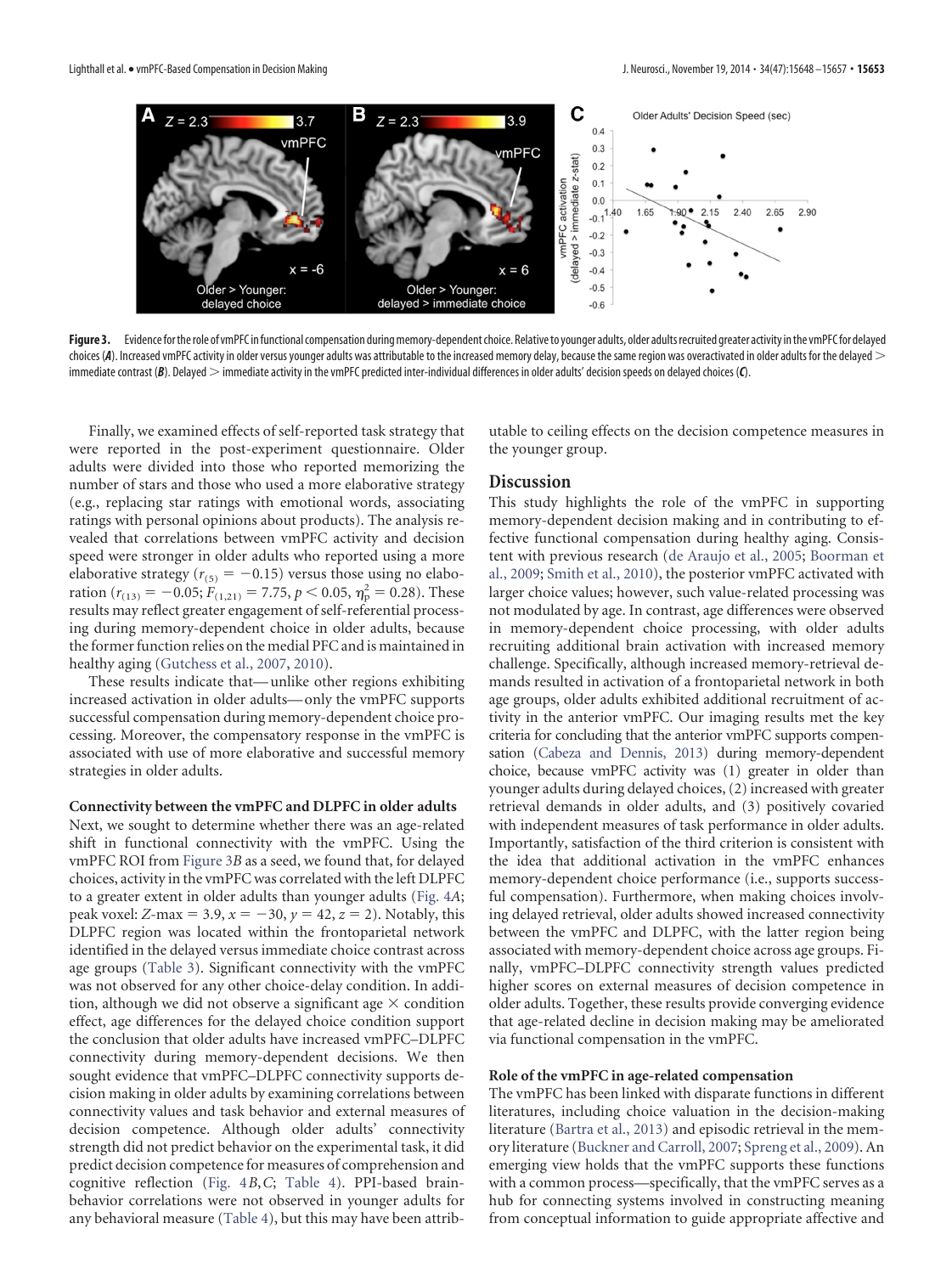**Figure 3.** Evidence for the role of vmPFC in functional compensation during memory-dependent choice. Relative to younger adults, older adults recruited greater activity in the vmPFC for delayed choices (***A***). Increased vmPFC activity in older versus younger adults was attributable to the increased memory delay, because the same region was overactivated in older adults for the delayed > immediate contrast (***B***). Delayed > immediate activity in the vmPFC predicted inter-individual differences in older adults' decision speeds on delayed choices (***C***).

Finally, we examined effects of self-reported task strategy that were reported in the post-experiment questionnaire. Older adults were divided into those who reported memorizing the number of stars and those who used a more elaborative strategy (e.g., replacing star ratings with emotional words, associating ratings with personal opinions about products). The analysis revealed that correlations between vmPFC activity and decision speed were stronger in older adults who reported using a more elaborative strategy ($r_{(5)} = -0.15$) versus those using no elaboration ($r_{(13)} = -0.05$; $F_{(1,21)} = 7.75$, $p < 0.05$, $\eta_p^2 = 0.28$). These results may reflect greater engagement of self-referential processing during memory-dependent choice in older adults, because the former function relies on the medial PFC and is maintained in healthy aging (Gutchess et al., 2007, 2010).

These results indicate that—unlike other regions exhibiting increased activation in older adults—only the vmPFC supports successful compensation during memory-dependent choice processing. Moreover, the compensatory response in the vmPFC is associated with use of more elaborative and successful memory strategies in older adults.

### Connectivity between the vmPFC and DLPFC in older adults

Next, we sought to determine whether there was an age-related shift in functional connectivity with the vmPFC. Using the vmPFC ROI from Figure 3*B* as a seed, we found that, for delayed choices, activity in the vmPFC was correlated with the left DLPFC to a greater extent in older adults than younger adults (Fig. 4*A*; peak voxel: *Z*-max = 3.9, *x* = −30, *y* = 42, *z* = 2). Notably, this DLPFC region was located within the frontoparietal network identified in the delayed versus immediate choice contrast across age groups (Table 3). Significant connectivity with the vmPFC was not observed for any other choice-delay condition. In addition, although we did not observe a significant age × condition effect, age differences for the delayed choice condition support the conclusion that older adults have increased vmPFC–DLPFC connectivity during memory-dependent decisions. We then sought evidence that vmPFC–DLPFC connectivity supports decision making in older adults by examining correlations between connectivity values and task behavior and external measures of decision competence. Although older adults' connectivity strength did not predict behavior on the experimental task, it did predict decision competence for measures of comprehension and cognitive reflection (Fig. 4*B*,*C*; Table 4). PPI-based brain-behavior correlations were not observed in younger adults for any behavioral measure (Table 4), but this may have been attributable to ceiling effects on the decision competence measures in the younger group.

## Discussion

This study highlights the role of the vmPFC in supporting memory-dependent decision making and in contributing to effective functional compensation during healthy aging. Consistent with previous research (de Araujo et al., 2005; Boorman et al., 2009; Smith et al., 2010), the posterior vmPFC activated with larger choice values; however, such value-related processing was not modulated by age. In contrast, age differences were observed in memory-dependent choice processing, with older adults recruiting additional brain activation with increased memory challenge. Specifically, although increased memory-retrieval demands resulted in activation of a frontoparietal network in both age groups, older adults exhibited additional recruitment of activity in the anterior vmPFC. Our imaging results met the key criteria for concluding that the anterior vmPFC supports compensation (Cabeza and Dennis, 2013) during memory-dependent choice, because vmPFC activity was (1) greater in older than younger adults during delayed choices, (2) increased with greater retrieval demands in older adults, and (3) positively covaried with independent measures of task performance in older adults. Importantly, satisfaction of the third criterion is consistent with the idea that additional activation in the vmPFC enhances memory-dependent choice performance (i.e., supports successful compensation). Furthermore, when making choices involving delayed retrieval, older adults showed increased connectivity between the vmPFC and DLPFC, with the latter region being associated with memory-dependent choice across age groups. Finally, vmPFC–DLPFC connectivity strength values predicted higher scores on external measures of decision competence in older adults. Together, these results provide converging evidence that age-related decline in decision making may be ameliorated via functional compensation in the vmPFC.

### Role of the vmPFC in age-related compensation

The vmPFC has been linked with disparate functions in different literatures, including choice valuation in the decision-making literature (Bartra et al., 2013) and episodic retrieval in the memory literature (Buckner and Carroll, 2007; Spreng et al., 2009). An emerging view holds that the vmPFC supports these functions with a common process—specifically, that the vmPFC serves as a hub for connecting systems involved in constructing meaning from conceptual information to guide appropriate affective and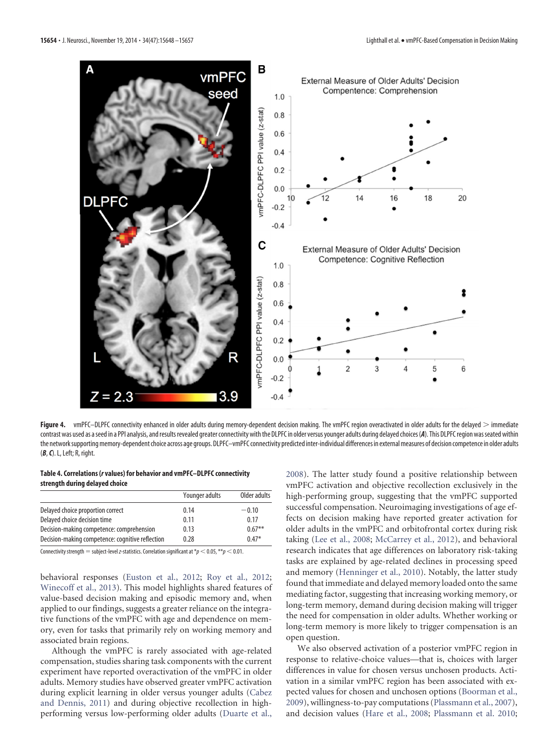**Figure 4.** vmPFC–DLPFC connectivity enhanced in older adults during memory-dependent decision making. The vmPFC region overactivated in older adults for the delayed > immediate contrast was used as a seed in a PPI analysis, and results revealed greater connectivity with the DLPFC in older versus younger adults during delayed choices (***A***). This DLPFC region was seated within the network supporting memory-dependent choice across age groups. DLPFC–vmPFC connectivity predicted inter-individual differences in external measures of decision competence in older adults (***B***, ***C***). L, Left; R, right.

**Table 4. Correlations (*r* values) for behavior and vmPFC–DLPFC connectivity strength during delayed choice**

| | Younger adults | Older adults |
|---|---|---|
| Delayed choice proportion correct | 0.14 | −0.10 |
| Delayed choice decision time | 0.11 | 0.17 |
| Decision-making competence: comprehension | 0.13 | 0.67** |
| Decision-making competence: cognitive reflection | 0.28 | 0.47* |

Connectivity strength = subject-level *z*-statistics. Correlation significant at *$p < 0.05$, **$p < 0.01$.

behavioral responses (Euston et al., 2012; Roy et al., 2012; Winecoff et al., 2013). This model highlights shared features of value-based decision making and episodic memory and, when applied to our findings, suggests a greater reliance on the integrative functions of the vmPFC with age and dependence on memory, even for tasks that primarily rely on working memory and associated brain regions.

Although the vmPFC is rarely associated with age-related compensation, studies sharing task components with the current experiment have reported overactivation of the vmPFC in older adults. Memory studies have observed greater vmPFC activation during explicit learning in older versus younger adults (Cabez and Dennis, 2011) and during objective recollection in high-performing versus low-performing older adults (Duarte et al., 2008). The latter study found a positive relationship between vmPFC activation and objective recollection exclusively in the high-performing group, suggesting that the vmPFC supported successful compensation. Neuroimaging investigations of age effects on decision making have reported greater activation for older adults in the vmPFC and orbitofrontal cortex during risk taking (Lee et al., 2008; McCarrey et al., 2012), and behavioral research indicates that age differences on laboratory risk-taking tasks are explained by age-related declines in processing speed and memory (Henninger et al., 2010). Notably, the latter study found that immediate and delayed memory loaded onto the same mediating factor, suggesting that increasing working memory, or long-term memory, demand during decision making will trigger the need for compensation in older adults. Whether working or long-term memory is more likely to trigger compensation is an open question.

We also observed activation of a posterior vmPFC region in response to relative-choice values—that is, choices with larger differences in value for chosen versus unchosen products. Activation in a similar vmPFC region has been associated with expected values for chosen and unchosen options (Boorman et al., 2009), willingness-to-pay computations (Plassmann et al., 2007), and decision values (Hare et al., 2008; Plassmann et al. 2010;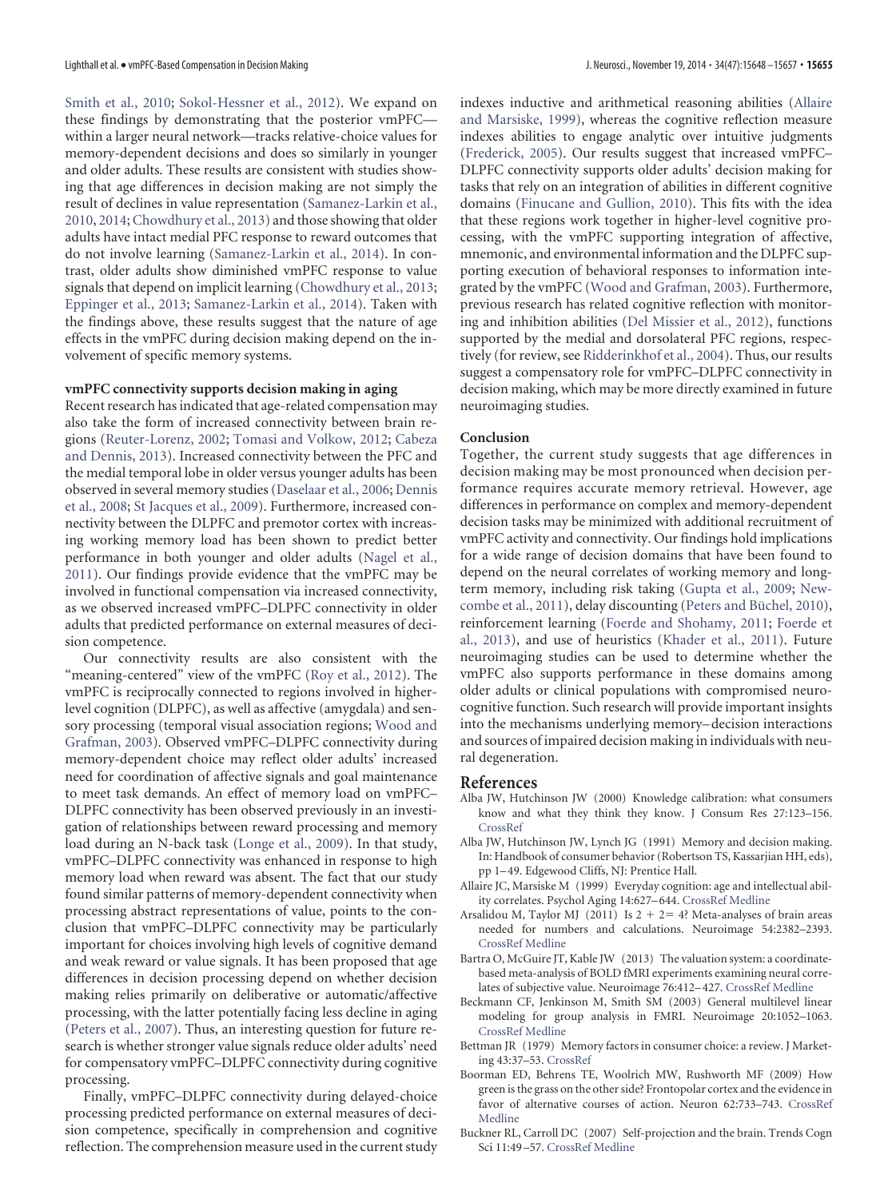Smith et al., 2010; Sokol-Hessner et al., 2012). We expand on these findings by demonstrating that the posterior vmPFC—within a larger neural network—tracks relative-choice values for memory-dependent decisions and does so similarly in younger and older adults. These results are consistent with studies showing that age differences in decision making are not simply the result of declines in value representation (Samanez-Larkin et al., 2010, 2014; Chowdhury et al., 2013) and those showing that older adults have intact medial PFC response to reward outcomes that do not involve learning (Samanez-Larkin et al., 2014). In contrast, older adults show diminished vmPFC response to value signals that depend on implicit learning (Chowdhury et al., 2013; Eppinger et al., 2013; Samanez-Larkin et al., 2014). Taken with the findings above, these results suggest that the nature of age effects in the vmPFC during decision making depend on the involvement of specific memory systems.

### vmPFC connectivity supports decision making in aging

Recent research has indicated that age-related compensation may also take the form of increased connectivity between brain regions (Reuter-Lorenz, 2002; Tomasi and Volkow, 2012; Cabeza and Dennis, 2013). Increased connectivity between the PFC and the medial temporal lobe in older versus younger adults has been observed in several memory studies (Daselaar et al., 2006; Dennis et al., 2008; St Jacques et al., 2009). Furthermore, increased connectivity between the DLPFC and premotor cortex with increasing working memory load has been shown to predict better performance in both younger and older adults (Nagel et al., 2011). Our findings provide evidence that the vmPFC may be involved in functional compensation via increased connectivity, as we observed increased vmPFC–DLPFC connectivity in older adults that predicted performance on external measures of decision competence.

Our connectivity results are also consistent with the "meaning-centered" view of the vmPFC (Roy et al., 2012). The vmPFC is reciprocally connected to regions involved in higher-level cognition (DLPFC), as well as affective (amygdala) and sensory processing (temporal visual association regions; Wood and Grafman, 2003). Observed vmPFC–DLPFC connectivity during memory-dependent choice may reflect older adults' increased need for coordination of affective signals and goal maintenance to meet task demands. An effect of memory load on vmPFC–DLPFC connectivity has been observed previously in an investigation of relationships between reward processing and memory load during an N-back task (Longe et al., 2009). In that study, vmPFC–DLPFC connectivity was enhanced in response to high memory load when reward was absent. The fact that our study found similar patterns of memory-dependent connectivity when processing abstract representations of value, points to the conclusion that vmPFC–DLPFC connectivity may be particularly important for choices involving high levels of cognitive demand and weak reward or value signals. It has been proposed that age differences in decision processing depend on whether decision making relies primarily on deliberative or automatic/affective processing, with the latter potentially facing less decline in aging (Peters et al., 2007). Thus, an interesting question for future research is whether stronger value signals reduce older adults' need for compensatory vmPFC–DLPFC connectivity during cognitive processing.

Finally, vmPFC–DLPFC connectivity during delayed-choice processing predicted performance on external measures of decision competence, specifically in comprehension and cognitive reflection. The comprehension measure used in the current study indexes inductive and arithmetical reasoning abilities (Allaire and Marsiske, 1999), whereas the cognitive reflection measure indexes abilities to engage analytic over intuitive judgments (Frederick, 2005). Our results suggest that increased vmPFC–DLPFC connectivity supports older adults' decision making for tasks that rely on an integration of abilities in different cognitive domains (Finucane and Gullion, 2010). This fits with the idea that these regions work together in higher-level cognitive processing, with the vmPFC supporting integration of affective, mnemonic, and environmental information and the DLPFC supporting execution of behavioral responses to information integrated by the vmPFC (Wood and Grafman, 2003). Furthermore, previous research has related cognitive reflection with monitoring and inhibition abilities (Del Missier et al., 2012), functions supported by the medial and dorsolateral PFC regions, respectively (for review, see Ridderinkhof et al., 2004). Thus, our results suggest a compensatory role for vmPFC–DLPFC connectivity in decision making, which may be more directly examined in future neuroimaging studies.

### Conclusion

Together, the current study suggests that age differences in decision making may be most pronounced when decision performance requires accurate memory retrieval. However, age differences in performance on complex and memory-dependent decision tasks may be minimized with additional recruitment of vmPFC activity and connectivity. Our findings hold implications for a wide range of decision domains that have been found to depend on the neural correlates of working memory and long-term memory, including risk taking (Gupta et al., 2009; Newcombe et al., 2011), delay discounting (Peters and Büchel, 2010), reinforcement learning (Foerde and Shohamy, 2011; Foerde et al., 2013), and use of heuristics (Khader et al., 2011). Future neuroimaging studies can be used to determine whether the vmPFC also supports performance in these domains among older adults or clinical populations with compromised neurocognitive function. Such research will provide important insights into the mechanisms underlying memory–decision interactions and sources of impaired decision making in individuals with neural degeneration.

## References

Alba JW, Hutchinson JW (2000) Knowledge calibration: what consumers know and what they think they know. J Consum Res 27:123–156. CrossRef

Alba JW, Hutchinson JW, Lynch JG (1991) Memory and decision making. In: Handbook of consumer behavior (Robertson TS, Kassarjian HH, eds), pp 1–49. Edgewood Cliffs, NJ: Prentice Hall.

Allaire JC, Marsiske M (1999) Everyday cognition: age and intellectual ability correlates. Psychol Aging 14:627–644. CrossRef Medline

Arsalidou M, Taylor MJ (2011) Is 2 + 2 = 4? Meta-analyses of brain areas needed for numbers and calculations. Neuroimage 54:2382–2393. CrossRef Medline

Bartra O, McGuire JT, Kable JW (2013) The valuation system: a coordinate-based meta-analysis of BOLD fMRI experiments examining neural correlates of subjective value. Neuroimage 76:412–427. CrossRef Medline

Beckmann CF, Jenkinson M, Smith SM (2003) General multilevel linear modeling for group analysis in FMRI. Neuroimage 20:1052–1063. CrossRef Medline

Bettman JR (1979) Memory factors in consumer choice: a review. J Marketing 43:37–53. CrossRef

Boorman ED, Behrens TE, Woolrich MW, Rushworth MF (2009) How green is the grass on the other side? Frontopolar cortex and the evidence in favor of alternative courses of action. Neuron 62:733–743. CrossRef Medline

Buckner RL, Carroll DC (2007) Self-projection and the brain. Trends Cogn Sci 11:49–57. CrossRef Medline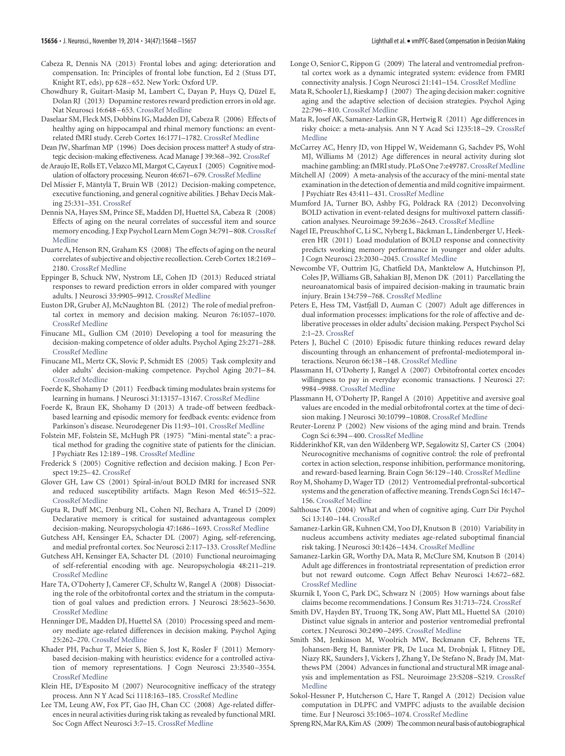Cabeza R, Dennis NA (2013) Frontal lobes and aging: deterioration and compensation. In: Principles of frontal lobe function, Ed 2 (Stuss DT, Knight RT, eds), pp 628–652. New York: Oxford UP.

Chowdhury R, Guitart-Masip M, Lambert C, Dayan P, Huys Q, Düzel E, Dolan RJ (2013) Dopamine restores reward prediction errors in old age. Nat Neurosci 16:648–653. CrossRef Medline

Daselaar SM, Fleck MS, Dobbins IG, Madden DJ, Cabeza R (2006) Effects of healthy aging on hippocampal and rhinal memory functions: an event-related fMRI study. Cereb Cortex 16:1771–1782. CrossRef Medline

Dean JW, Sharfman MP (1996) Does decision process matter? A study of strategic decision-making effectiveness. Acad Manage J 39:368–392. CrossRef

de Araujo IE, Rolls ET, Velazco MI, Margot C, Cayeux I (2005) Cognitive modulation of olfactory processing. Neuron 46:671–679. CrossRef Medline

Del Missier F, Mäntylä T, Bruin WB (2012) Decision-making competence, executive functioning, and general cognitive abilities. J Behav Decis Making 25:331–351. CrossRef

Dennis NA, Hayes SM, Prince SE, Madden DJ, Huettel SA, Cabeza R (2008) Effects of aging on the neural correlates of successful item and source memory encoding. J Exp Psychol Learn Mem Cogn 34:791–808. CrossRef Medline

Duarte A, Henson RN, Graham KS (2008) The effects of aging on the neural correlates of subjective and objective recollection. Cereb Cortex 18:2169–2180. CrossRef Medline

Eppinger B, Schuck NW, Nystrom LE, Cohen JD (2013) Reduced striatal responses to reward prediction errors in older compared with younger adults. J Neurosci 33:9905–9912. CrossRef Medline

Euston DR, Gruber AJ, McNaughton BL (2012) The role of medial prefrontal cortex in memory and decision making. Neuron 76:1057–1070. CrossRef Medline

Finucane ML, Gullion CM (2010) Developing a tool for measuring the decision-making competence of older adults. Psychol Aging 25:271–288. CrossRef Medline

Finucane ML, Mertz CK, Slovic P, Schmidt ES (2005) Task complexity and older adults' decision-making competence. Psychol Aging 20:71–84. CrossRef Medline

Foerde K, Shohamy D (2011) Feedback timing modulates brain systems for learning in humans. J Neurosci 31:13157–13167. CrossRef Medline

Foerde K, Braun EK, Shohamy D (2013) A trade-off between feedback-based learning and episodic memory for feedback events: evidence from Parkinson's disease. Neurodegener Dis 11:93–101. CrossRef Medline

Folstein MF, Folstein SE, McHugh PR (1975) "Mini-mental state": a practical method for grading the cognitive state of patients for the clinician. J Psychiatr Res 12:189–198. CrossRef Medline

Frederick S (2005) Cognitive reflection and decision making. J Econ Perspect 19:25–42. CrossRef

Glover GH, Law CS (2001) Spiral-in/out BOLD fMRI for increased SNR and reduced susceptibility artifacts. Magn Reson Med 46:515–522. CrossRef Medline

Gupta R, Duff MC, Denburg NL, Cohen NJ, Bechara A, Tranel D (2009) Declarative memory is critical for sustained advantageous complex decision-making. Neuropsychologia 47:1686–1693. CrossRef Medline

Gutchess AH, Kensinger EA, Schacter DL (2007) Aging, self-referencing, and medial prefrontal cortex. Soc Neurosci 2:117–133. CrossRef Medline

Gutchess AH, Kensinger EA, Schacter DL (2010) Functional neuroimaging of self-referential encoding with age. Neuropsychologia 48:211–219. CrossRef Medline

Hare TA, O'Doherty J, Camerer CF, Schultz W, Rangel A (2008) Dissociating the role of the orbitofrontal cortex and the striatum in the computation of goal values and prediction errors. J Neurosci 28:5623–5630. CrossRef Medline

Henninger DE, Madden DJ, Huettel SA (2010) Processing speed and memory mediate age-related differences in decision making. Psychol Aging 25:262–270. CrossRef Medline

Khader PH, Pachur T, Meier S, Bien S, Jost K, Rösler F (2011) Memory-based decision-making with heuristics: evidence for a controlled activation of memory representations. J Cogn Neurosci 23:3540–3554. CrossRef Medline

Klein HE, D'Esposito M (2007) Neurocognitive inefficacy of the strategy process. Ann N Y Acad Sci 1118:163–185. CrossRef Medline

Lee TM, Leung AW, Fox PT, Gao JH, Chan CC (2008) Age-related differences in neural activities during risk taking as revealed by functional MRI. Soc Cogn Affect Neurosci 3:7–15. CrossRef Medline

Longe O, Senior C, Rippon G (2009) The lateral and ventromedial prefrontal cortex work as a dynamic integrated system: evidence from FMRI connectivity analysis. J Cogn Neurosci 21:141–154. CrossRef Medline

Mata R, Schooler LJ, Rieskamp J (2007) The aging decision maker: cognitive aging and the adaptive selection of decision strategies. Psychol Aging 22:796–810. CrossRef Medline

Mata R, Josef AK, Samanez-Larkin GR, Hertwig R (2011) Age differences in risky choice: a meta-analysis. Ann N Y Acad Sci 1235:18–29. CrossRef Medline

McCarrey AC, Henry JD, von Hippel W, Weidemann G, Sachdev PS, Wohl MJ, Williams M (2012) Age differences in neural activity during slot machine gambling: an fMRI study. PLoS One 7:e49787. CrossRef Medline

Mitchell AJ (2009) A meta-analysis of the accuracy of the mini-mental state examination in the detection of dementia and mild cognitive impairment. J Psychiatr Res 43:411–431. CrossRef Medline

Mumford JA, Turner BO, Ashby FG, Poldrack RA (2012) Deconvolving BOLD activation in event-related designs for multivoxel pattern classification analyses. Neuroimage 59:2636–2643. CrossRef Medline

Nagel IE, Preuschhof C, Li SC, Nyberg L, Bäckman L, Lindenberger U, Heekeren HR (2011) Load modulation of BOLD response and connectivity predicts working memory performance in younger and older adults. J Cogn Neurosci 23:2030–2045. CrossRef Medline

Newcombe VF, Outtrim JG, Chatfield DA, Manktelow A, Hutchinson PJ, Coles JP, Williams GB, Sahakian BJ, Menon DK (2011) Parcellating the neuroanatomical basis of impaired decision-making in traumatic brain injury. Brain 134:759–768. CrossRef Medline

Peters E, Hess TM, Västfjäll D, Auman C (2007) Adult age differences in dual information processes: implications for the role of affective and deliberative processes in older adults' decision making. Perspect Psychol Sci 2:1–23. CrossRef

Peters J, Büchel C (2010) Episodic future thinking reduces reward delay discounting through an enhancement of prefrontal-mediotemporal interactions. Neuron 66:138–148. CrossRef Medline

Plassmann H, O'Doherty J, Rangel A (2007) Orbitofrontal cortex encodes willingness to pay in everyday economic transactions. J Neurosci 27:9984–9988. CrossRef Medline

Plassmann H, O'Doherty JP, Rangel A (2010) Appetitive and aversive goal values are encoded in the medial orbitofrontal cortex at the time of decision making. J Neurosci 30:10799–10808. CrossRef Medline

Reuter-Lorenz P (2002) New visions of the aging mind and brain. Trends Cogn Sci 6:394–400. CrossRef Medline

Ridderinkhof KR, van den Wildenberg WP, Segalowitz SJ, Carter CS (2004) Neurocognitive mechanisms of cognitive control: the role of prefrontal cortex in action selection, response inhibition, performance monitoring, and reward-based learning. Brain Cogn 56:129–140. CrossRef Medline

Roy M, Shohamy D, Wager TD (2012) Ventromedial prefrontal-subcortical systems and the generation of affective meaning. Trends Cogn Sci 16:147–156. CrossRef Medline

Salthouse TA (2004) What and when of cognitive aging. Curr Dir Psychol Sci 13:140–144. CrossRef

Samanez-Larkin GR, Kuhnen CM, Yoo DJ, Knutson B (2010) Variability in nucleus accumbens activity mediates age-related suboptimal financial risk taking. J Neurosci 30:1426–1434. CrossRef Medline

Samanez-Larkin GR, Worthy DA, Mata R, McClure SM, Knutson B (2014) Adult age differences in frontostriatal representation of prediction error but not reward outcome. Cogn Affect Behav Neurosci 14:672–682. CrossRef Medline

Skurnik I, Yoon C, Park DC, Schwarz N (2005) How warnings about false claims become recommendations. J Consum Res 31:713–724. CrossRef

Smith DV, Hayden BY, Truong TK, Song AW, Platt ML, Huettel SA (2010) Distinct value signals in anterior and posterior ventromedial prefrontal cortex. J Neurosci 30:2490–2495. CrossRef Medline

Smith SM, Jenkinson M, Woolrich MW, Beckmann CF, Behrens TE, Johansen-Berg H, Bannister PR, De Luca M, Drobnjak I, Flitney DE, Niazy RK, Saunders J, Vickers J, Zhang Y, De Stefano N, Brady JM, Matthews PM (2004) Advances in functional and structural MR image analysis and implementation as FSL. Neuroimage 23:S208–S219. CrossRef Medline

Sokol-Hessner P, Hutcherson C, Hare T, Rangel A (2012) Decision value computation in DLPFC and VMPFC adjusts to the available decision time. Eur J Neurosci 35:1065–1074. CrossRef Medline

Spreng RN, Mar RA, Kim AS (2009) The common neural basis of autobiographical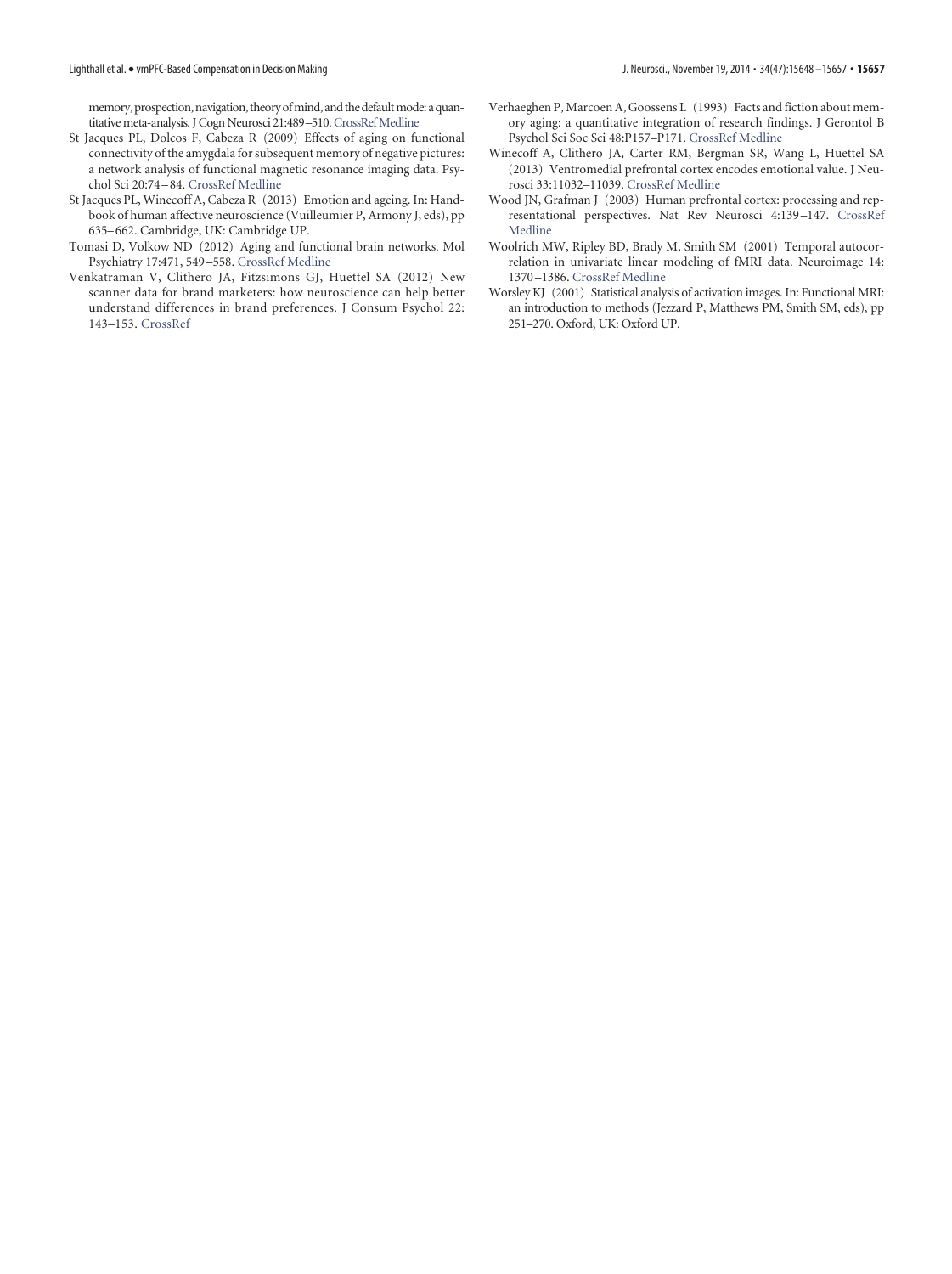memory, prospection, navigation, theory of mind, and the default mode: a quantitative meta-analysis. J Cogn Neurosci 21:489–510. CrossRef Medline

St Jacques PL, Dolcos F, Cabeza R (2009) Effects of aging on functional connectivity of the amygdala for subsequent memory of negative pictures: a network analysis of functional magnetic resonance imaging data. Psychol Sci 20:74–84. CrossRef Medline

St Jacques PL, Winecoff A, Cabeza R (2013) Emotion and ageing. In: Handbook of human affective neuroscience (Vuilleumier P, Armony J, eds), pp 635–662. Cambridge, UK: Cambridge UP.

Tomasi D, Volkow ND (2012) Aging and functional brain networks. Mol Psychiatry 17:471, 549–558. CrossRef Medline

Venkatraman V, Clithero JA, Fitzsimons GJ, Huettel SA (2012) New scanner data for brand marketers: how neuroscience can help better understand differences in brand preferences. J Consum Psychol 22: 143–153. CrossRef

Verhaeghen P, Marcoen A, Goossens L (1993) Facts and fiction about memory aging: a quantitative integration of research findings. J Gerontol B Psychol Sci Soc Sci 48:P157–P171. CrossRef Medline

Winecoff A, Clithero JA, Carter RM, Bergman SR, Wang L, Huettel SA (2013) Ventromedial prefrontal cortex encodes emotional value. J Neurosci 33:11032–11039. CrossRef Medline

Wood JN, Grafman J (2003) Human prefrontal cortex: processing and representational perspectives. Nat Rev Neurosci 4:139–147. CrossRef Medline

Woolrich MW, Ripley BD, Brady M, Smith SM (2001) Temporal autocorrelation in univariate linear modeling of fMRI data. Neuroimage 14: 1370–1386. CrossRef Medline

Worsley KJ (2001) Statistical analysis of activation images. In: Functional MRI: an introduction to methods (Jezzard P, Matthews PM, Smith SM, eds), pp 251–270. Oxford, UK: Oxford UP.